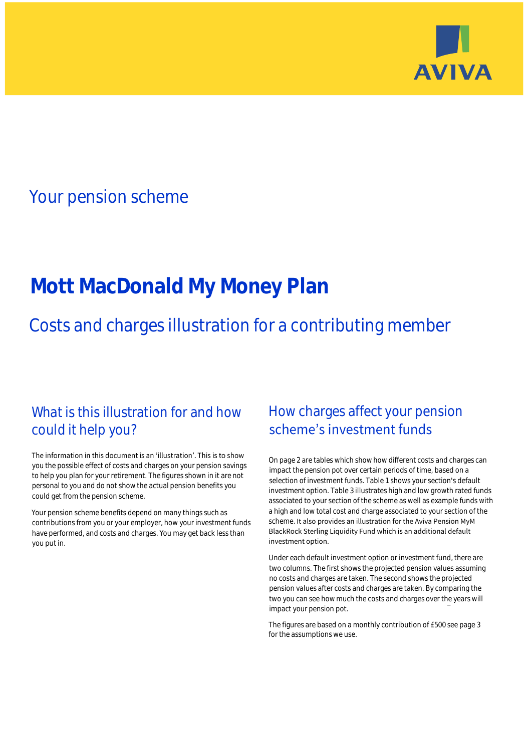AVIVA

## Your pension scheme

# Mott MacDonald My Money Plan

## Costs and charges illustration for a contributing member

### What is this illustration for and how could it help you?

The information in this document is an 'illustration'. This is to show you the possible effect of costs and charges on your pension savings to help you plan for your retirement. The figures shown in it are not personal to you and do not show the actual pension benefits you could get from the pension scheme.

Your pension scheme benefits depend on many things such as contributions from you or your employer, how your investment funds have performed, and costs and charges. You may get back less than you put in.

### How charges affect your pension scheme's investment funds

On page 2 are tables which show how different costs and charges can impact the pension pot over certain periods of time, based on a selection of investment funds. Table 1 shows your section's default investment option. Table 3 illustrates high and low growth rated funds associated to your section of the scheme as well as example funds with a high and low total cost and charge associated to your section of the scheme. It also provides an illustration for the Aviva Pension MyM BlackRock Sterling Liquidity Fund which is an additional default investment option.

Under each default investment option or investment fund, there are two columns. The first shows the projected pension values assuming no costs and charges are taken. The second shows the projected pension values after costs and charges are taken. By comparing the two you can see how much the costs and charges over the years will impact your pension pot.

The figures are based on a monthly contribution of £500 see page 3 for the assumptions we use.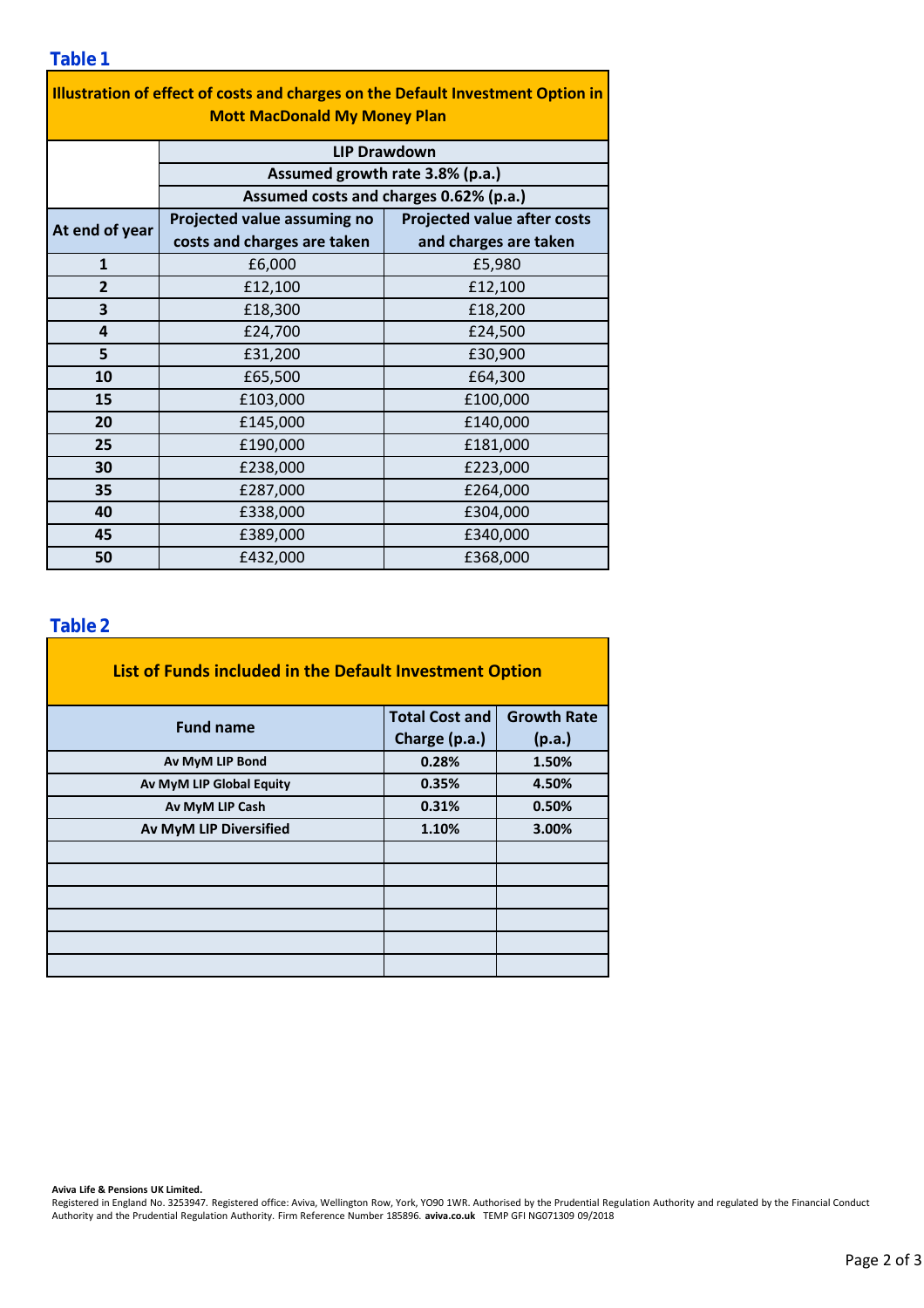## Table 1

| Illustration of effect of costs and charges on the Default Investment Option in Mott MacDonald My Money Plan | | |
|---|---|---|
| | LIP Drawdown | |
| | Assumed growth rate 3.8% (p.a.) | |
| | Assumed costs and charges 0.62% (p.a.) | |
| At end of year | Projected value assuming no costs and charges are taken | Projected value after costs and charges are taken |
| 1 | £6,000 | £5,980 |
| 2 | £12,100 | £12,100 |
| 3 | £18,300 | £18,200 |
| 4 | £24,700 | £24,500 |
| 5 | £31,200 | £30,900 |
| 10 | £65,500 | £64,300 |
| 15 | £103,000 | £100,000 |
| 20 | £145,000 | £140,000 |
| 25 | £190,000 | £181,000 |
| 30 | £238,000 | £223,000 |
| 35 | £287,000 | £264,000 |
| 40 | £338,000 | £304,000 |
| 45 | £389,000 | £340,000 |
| 50 | £432,000 | £368,000 |

## Table 2

| List of Funds included in the Default Investment Option | | |
|---|---|---|
| Fund name | Total Cost and Charge (p.a.) | Growth Rate (p.a.) |
| Av MyM LIP Bond | 0.28% | 1.50% |
| Av MyM LIP Global Equity | 0.35% | 4.50% |
| Av MyM LIP Cash | 0.31% | 0.50% |
| Av MyM LIP Diversified | 1.10% | 3.00% |
| | | |
| | | |
| | | |
| | | |
| | | |
| | | |

**Aviva Life & Pensions UK Limited.**
Registered in England No. 3253947. Registered office: Aviva, Wellington Row, York, YO90 1WR. Authorised by the Prudential Regulation Authority and regulated by the Financial Conduct Authority and the Prudential Regulation Authority. Firm Reference Number 185896. **aviva.co.uk** TEMP GFI NG071309 09/2018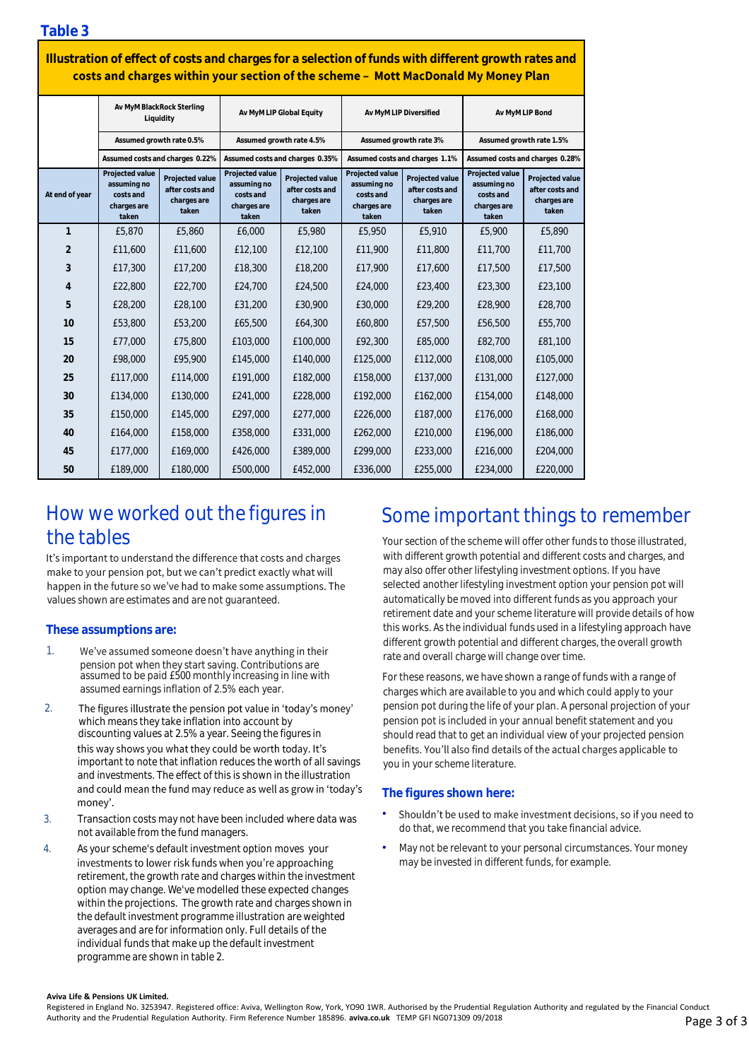## Table 3

| Illustration of effect of costs and charges for a selection of funds with different growth rates and costs and charges within your section of the scheme – Mott MacDonald My Money Plan | | | | | | | | |
|---|---|---|---|---|---|---|---|---|
| | Av MyM BlackRock Sterling Liquidity | | Av MyM LIP Global Equity | | Av MyM LIP Diversified | | Av MyM LIP Bond | |
| | Assumed growth rate 0.5% | | Assumed growth rate 4.5% | | Assumed growth rate 3% | | Assumed growth rate 1.5% | |
| | Assumed costs and charges 0.22% | | Assumed costs and charges 0.35% | | Assumed costs and charges 1.1% | | Assumed costs and charges 0.28% | |
| At end of year | Projected value assuming no costs and charges are taken | Projected value after costs and charges are taken | Projected value assuming no costs and charges are taken | Projected value after costs and charges are taken | Projected value assuming no costs and charges are taken | Projected value after costs and charges are taken | Projected value assuming no costs and charges are taken | Projected value after costs and charges are taken |
| 1 | £5,870 | £5,860 | £6,000 | £5,980 | £5,950 | £5,910 | £5,900 | £5,890 |
| 2 | £11,600 | £11,600 | £12,100 | £12,100 | £11,900 | £11,800 | £11,700 | £11,700 |
| 3 | £17,300 | £17,200 | £18,300 | £18,200 | £17,900 | £17,600 | £17,500 | £17,500 |
| 4 | £22,800 | £22,700 | £24,700 | £24,500 | £24,000 | £23,400 | £23,300 | £23,100 |
| 5 | £28,200 | £28,100 | £31,200 | £30,900 | £30,000 | £29,200 | £28,900 | £28,700 |
| 10 | £53,800 | £53,200 | £65,500 | £64,300 | £60,800 | £57,500 | £56,500 | £55,700 |
| 15 | £77,000 | £75,800 | £103,000 | £100,000 | £92,300 | £85,000 | £82,700 | £81,100 |
| 20 | £98,000 | £95,900 | £145,000 | £140,000 | £125,000 | £112,000 | £108,000 | £105,000 |
| 25 | £117,000 | £114,000 | £191,000 | £182,000 | £158,000 | £137,000 | £131,000 | £127,000 |
| 30 | £134,000 | £130,000 | £241,000 | £228,000 | £192,000 | £162,000 | £154,000 | £148,000 |
| 35 | £150,000 | £145,000 | £297,000 | £277,000 | £226,000 | £187,000 | £176,000 | £168,000 |
| 40 | £164,000 | £158,000 | £358,000 | £331,000 | £262,000 | £210,000 | £196,000 | £186,000 |
| 45 | £177,000 | £169,000 | £426,000 | £389,000 | £299,000 | £233,000 | £216,000 | £204,000 |
| 50 | £189,000 | £180,000 | £500,000 | £452,000 | £336,000 | £255,000 | £234,000 | £220,000 |

# How we worked out the figures in the tables

It's important to understand the difference that costs and charges make to your pension pot, but we can't predict exactly what will happen in the future so we've had to make some assumptions. The values shown are estimates and are not guaranteed.

### These assumptions are:

1. We've assumed someone doesn't have anything in their pension pot when they start saving. Contributions are assumed to be paid £500 monthly increasing in line with assumed earnings inflation of 2.5% each year.
2. The figures illustrate the pension pot value in 'today's money' which means they take inflation into account by discounting values at 2.5% a year. Seeing the figures in this way shows you what they could be worth today. It's important to note that inflation reduces the worth of all savings and investments. The effect of this is shown in the illustration and could mean the fund may reduce as well as grow in 'today's money'.
3. Transaction costs may not have been included where data was not available from the fund managers.
4. As your scheme's default investment option moves your investments to lower risk funds when you're approaching retirement, the growth rate and charges within the investment option may change. We've modelled these expected changes within the projections. The growth rate and charges shown in the default investment programme illustration are weighted averages and are for information only. Full details of the individual funds that make up the default investment programme are shown in table 2.

# Some important things to remember

Your section of the scheme will offer other funds to those illustrated, with different growth potential and different costs and charges, and may also offer other lifestyling investment options. If you have selected another lifestyling investment option your pension pot will automatically be moved into different funds as you approach your retirement date and your scheme literature will provide details of how this works. As the individual funds used in a lifestyling approach have different growth potential and different charges, the overall growth rate and overall charge will change over time.

For these reasons, we have shown a range of funds with a range of charges which are available to you and which could apply to your pension pot during the life of your plan. A personal projection of your pension pot is included in your annual benefit statement and you should read that to get an individual view of your projected pension benefits. You'll also find details of the actual charges applicable to you in your scheme literature.

### The figures shown here:

- Shouldn't be used to make investment decisions, so if you need to do that, we recommend that you take financial advice.
- May not be relevant to your personal circumstances. Your money may be invested in different funds, for example.

**Aviva Life & Pensions UK Limited.**
Registered in England No. 3253947. Registered office: Aviva, Wellington Row, York, YO90 1WR. Authorised by the Prudential Regulation Authority and regulated by the Financial Conduct Authority and the Prudential Regulation Authority. Firm Reference Number 185896. **aviva.co.uk** TEMP GFI NG071309 09/2018